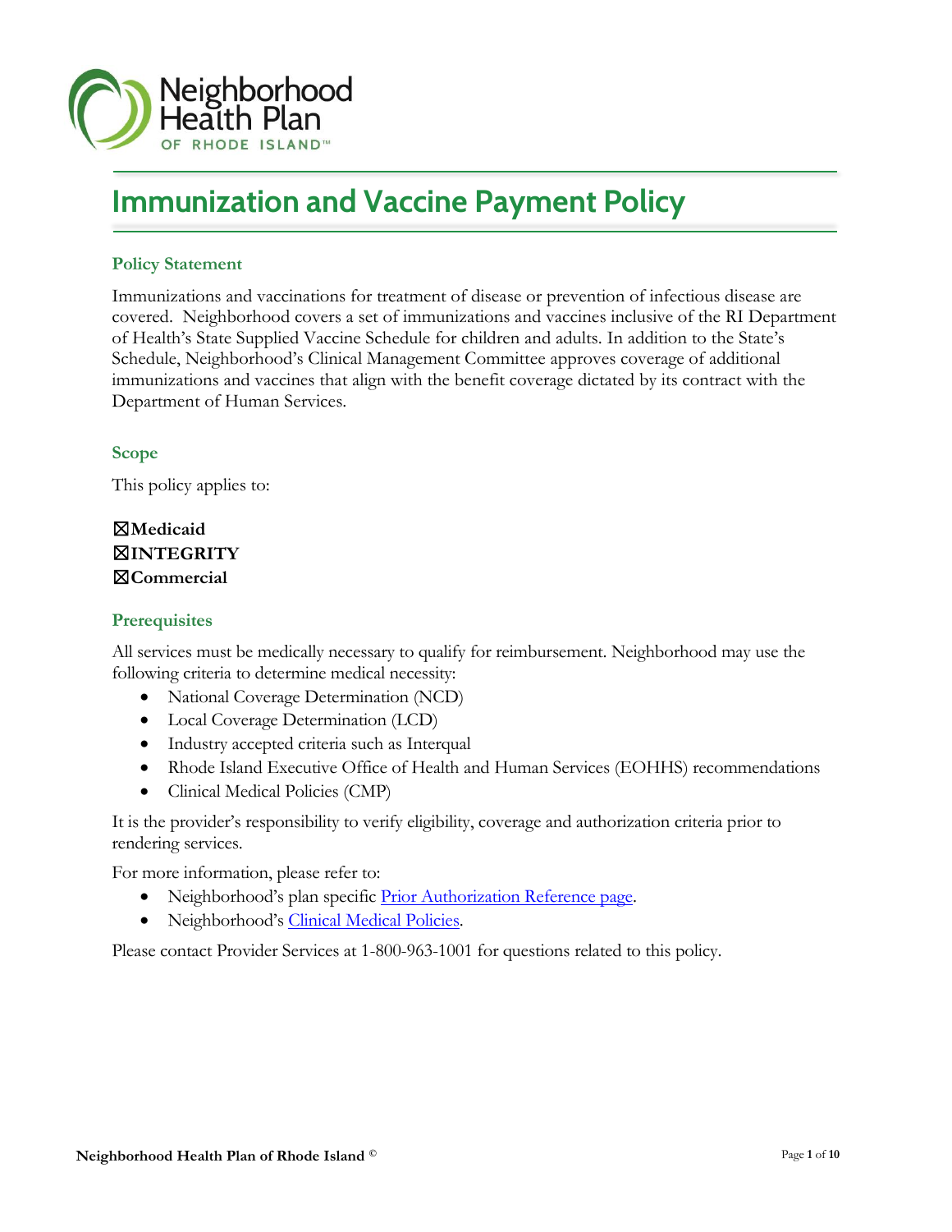Neighborhood Health Plan OF RHODE ISLAND™

# Immunization and Vaccine Payment Policy

## Policy Statement

Immunizations and vaccinations for treatment of disease or prevention of infectious disease are covered. Neighborhood covers a set of immunizations and vaccines inclusive of the RI Department of Health's State Supplied Vaccine Schedule for children and adults. In addition to the State's Schedule, Neighborhood's Clinical Management Committee approves coverage of additional immunizations and vaccines that align with the benefit coverage dictated by its contract with the Department of Human Services.

## Scope

This policy applies to:

☒**Medicaid**
☒**INTEGRITY**
☒**Commercial**

## Prerequisites

All services must be medically necessary to qualify for reimbursement. Neighborhood may use the following criteria to determine medical necessity:

- National Coverage Determination (NCD)
- Local Coverage Determination (LCD)
- Industry accepted criteria such as Interqual
- Rhode Island Executive Office of Health and Human Services (EOHHS) recommendations
- Clinical Medical Policies (CMP)

It is the provider's responsibility to verify eligibility, coverage and authorization criteria prior to rendering services.

For more information, please refer to:

- Neighborhood's plan specific Prior Authorization Reference page.
- Neighborhood's Clinical Medical Policies.

Please contact Provider Services at 1-800-963-1001 for questions related to this policy.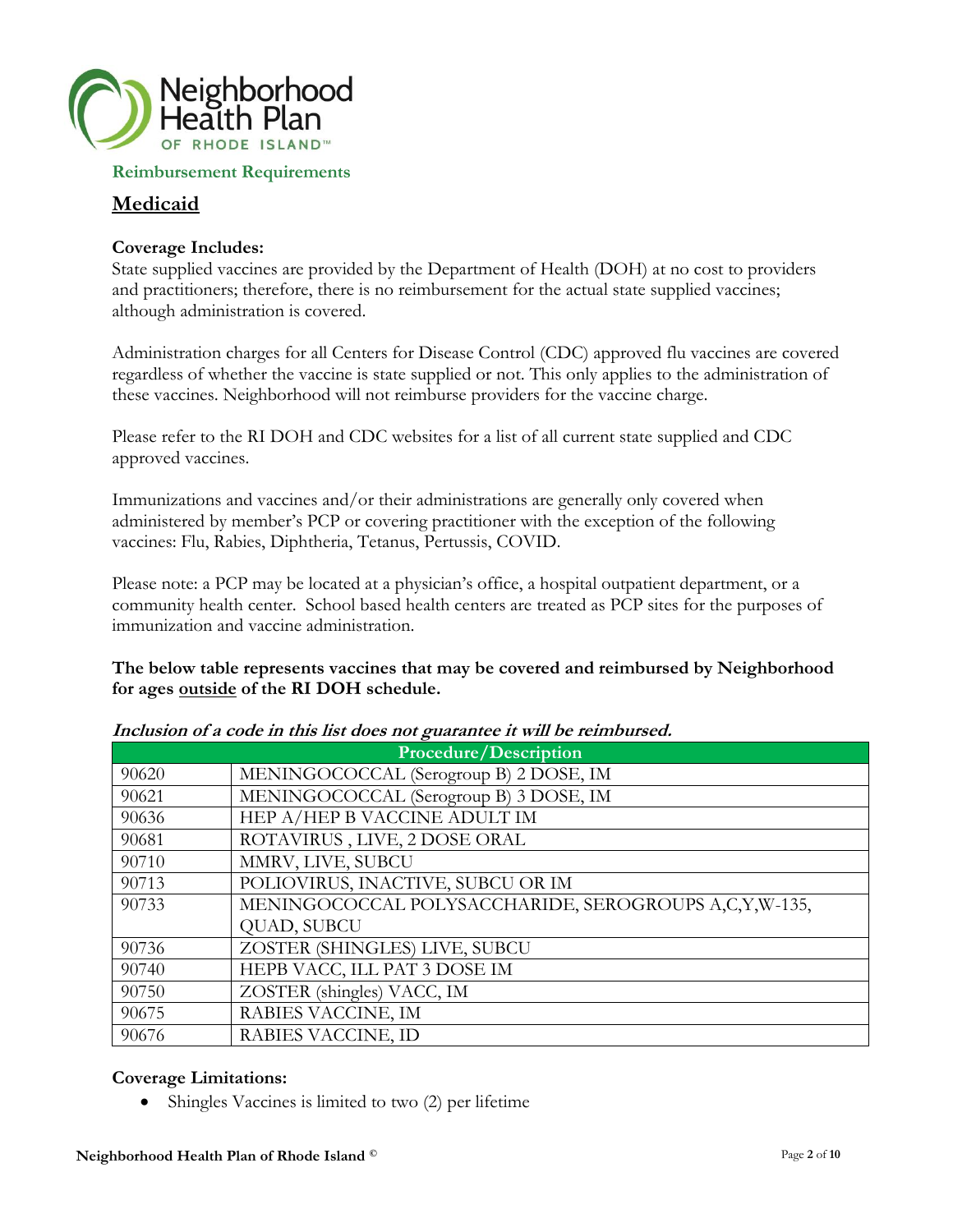**Reimbursement Requirements**

## Medicaid

**Coverage Includes:**

State supplied vaccines are provided by the Department of Health (DOH) at no cost to providers and practitioners; therefore, there is no reimbursement for the actual state supplied vaccines; although administration is covered.

Administration charges for all Centers for Disease Control (CDC) approved flu vaccines are covered regardless of whether the vaccine is state supplied or not. This only applies to the administration of these vaccines. Neighborhood will not reimburse providers for the vaccine charge.

Please refer to the RI DOH and CDC websites for a list of all current state supplied and CDC approved vaccines.

Immunizations and vaccines and/or their administrations are generally only covered when administered by member's PCP or covering practitioner with the exception of the following vaccines: Flu, Rabies, Diphtheria, Tetanus, Pertussis, COVID.

Please note: a PCP may be located at a physician's office, a hospital outpatient department, or a community health center. School based health centers are treated as PCP sites for the purposes of immunization and vaccine administration.

**The below table represents vaccines that may be covered and reimbursed by Neighborhood for ages outside of the RI DOH schedule.**

***Inclusion of a code in this list does not guarantee it will be reimbursed.***

| Procedure/Description | |
|---|---|
| 90620 | MENINGOCOCCAL (Serogroup B) 2 DOSE, IM |
| 90621 | MENINGOCOCCAL (Serogroup B) 3 DOSE, IM |
| 90636 | HEP A/HEP B VACCINE ADULT IM |
| 90681 | ROTAVIRUS , LIVE, 2 DOSE ORAL |
| 90710 | MMRV, LIVE, SUBCU |
| 90713 | POLIOVIRUS, INACTIVE, SUBCU OR IM |
| 90733 | MENINGOCOCCAL POLYSACCHARIDE, SEROGROUPS A,C,Y,W-135, QUAD, SUBCU |
| 90736 | ZOSTER (SHINGLES) LIVE, SUBCU |
| 90740 | HEPB VACC, ILL PAT 3 DOSE IM |
| 90750 | ZOSTER (shingles) VACC, IM |
| 90675 | RABIES VACCINE, IM |
| 90676 | RABIES VACCINE, ID |

**Coverage Limitations:**

- Shingles Vaccines is limited to two (2) per lifetime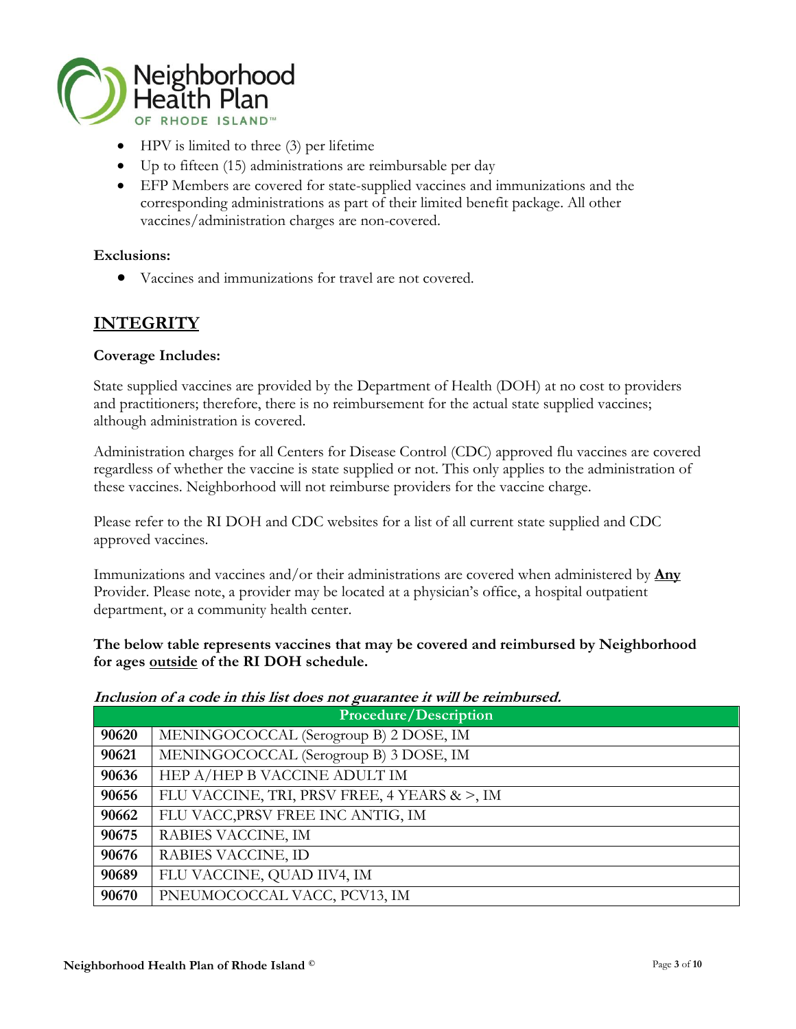- HPV is limited to three (3) per lifetime
- Up to fifteen (15) administrations are reimbursable per day
- EFP Members are covered for state-supplied vaccines and immunizations and the corresponding administrations as part of their limited benefit package. All other vaccines/administration charges are non-covered.

**Exclusions:**

- Vaccines and immunizations for travel are not covered.

## INTEGRITY

**Coverage Includes:**

State supplied vaccines are provided by the Department of Health (DOH) at no cost to providers and practitioners; therefore, there is no reimbursement for the actual state supplied vaccines; although administration is covered.

Administration charges for all Centers for Disease Control (CDC) approved flu vaccines are covered regardless of whether the vaccine is state supplied or not. This only applies to the administration of these vaccines. Neighborhood will not reimburse providers for the vaccine charge.

Please refer to the RI DOH and CDC websites for a list of all current state supplied and CDC approved vaccines.

Immunizations and vaccines and/or their administrations are covered when administered by **Any** Provider. Please note, a provider may be located at a physician's office, a hospital outpatient department, or a community health center.

**The below table represents vaccines that may be covered and reimbursed by Neighborhood for ages outside of the RI DOH schedule.**

***Inclusion of a code in this list does not guarantee it will be reimbursed.***

| Procedure/Description | |
|---|---|
| **90620** | MENINGOCOCCAL (Serogroup B) 2 DOSE, IM |
| **90621** | MENINGOCOCCAL (Serogroup B) 3 DOSE, IM |
| **90636** | HEP A/HEP B VACCINE ADULT IM |
| **90656** | FLU VACCINE, TRI, PRSV FREE, 4 YEARS & >, IM |
| **90662** | FLU VACC,PRSV FREE INC ANTIG, IM |
| **90675** | RABIES VACCINE, IM |
| **90676** | RABIES VACCINE, ID |
| **90689** | FLU VACCINE, QUAD IIV4, IM |
| **90670** | PNEUMOCOCCAL VACC, PCV13, IM |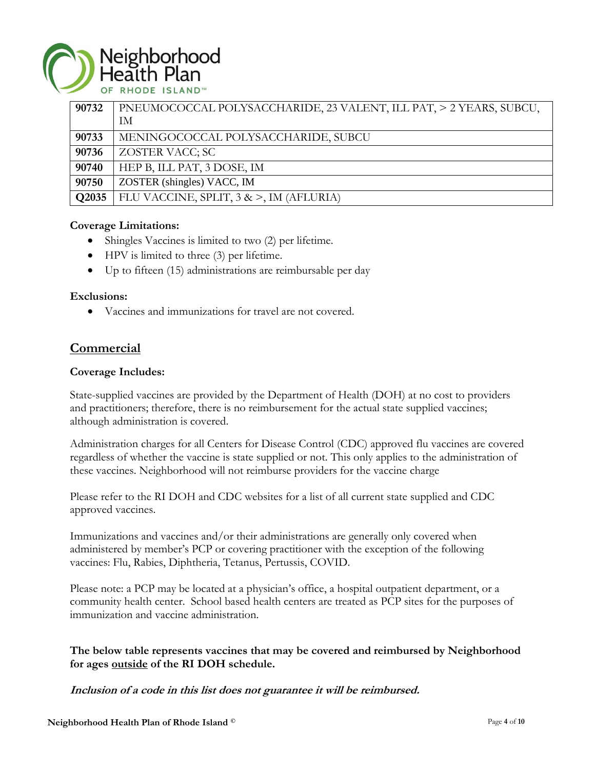| | |
|---|---|
| **90732** | PNEUMOCOCCAL POLYSACCHARIDE, 23 VALENT, ILL PAT, > 2 YEARS, SUBCU, IM |
| **90733** | MENINGOCOCCAL POLYSACCHARIDE, SUBCU |
| **90736** | ZOSTER VACC; SC |
| **90740** | HEP B, ILL PAT, 3 DOSE, IM |
| **90750** | ZOSTER (shingles) VACC, IM |
| **Q2035** | FLU VACCINE, SPLIT, 3 & >, IM (AFLURIA) |

**Coverage Limitations:**

- Shingles Vaccines is limited to two (2) per lifetime.
- HPV is limited to three (3) per lifetime.
- Up to fifteen (15) administrations are reimbursable per day

**Exclusions:**

- Vaccines and immunizations for travel are not covered.

## Commercial

**Coverage Includes:**

State-supplied vaccines are provided by the Department of Health (DOH) at no cost to providers and practitioners; therefore, there is no reimbursement for the actual state supplied vaccines; although administration is covered.

Administration charges for all Centers for Disease Control (CDC) approved flu vaccines are covered regardless of whether the vaccine is state supplied or not. This only applies to the administration of these vaccines. Neighborhood will not reimburse providers for the vaccine charge

Please refer to the RI DOH and CDC websites for a list of all current state supplied and CDC approved vaccines.

Immunizations and vaccines and/or their administrations are generally only covered when administered by member's PCP or covering practitioner with the exception of the following vaccines: Flu, Rabies, Diphtheria, Tetanus, Pertussis, COVID.

Please note: a PCP may be located at a physician's office, a hospital outpatient department, or a community health center. School based health centers are treated as PCP sites for the purposes of immunization and vaccine administration.

**The below table represents vaccines that may be covered and reimbursed by Neighborhood for ages <u>outside</u> of the RI DOH schedule.**

***Inclusion of a code in this list does not guarantee it will be reimbursed.***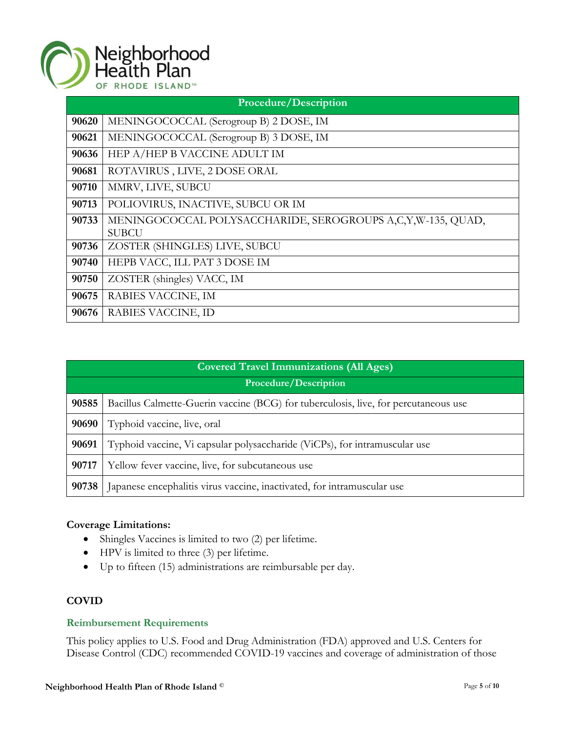| Procedure/Description | |
|---|---|
| **90620** | MENINGOCOCCAL (Serogroup B) 2 DOSE, IM |
| **90621** | MENINGOCOCCAL (Serogroup B) 3 DOSE, IM |
| **90636** | HEP A/HEP B VACCINE ADULT IM |
| **90681** | ROTAVIRUS , LIVE, 2 DOSE ORAL |
| **90710** | MMRV, LIVE, SUBCU |
| **90713** | POLIOVIRUS, INACTIVE, SUBCU OR IM |
| **90733** | MENINGOCOCCAL POLYSACCHARIDE, SEROGROUPS A,C,Y,W-135, QUAD, SUBCU |
| **90736** | ZOSTER (SHINGLES) LIVE, SUBCU |
| **90740** | HEPB VACC, ILL PAT 3 DOSE IM |
| **90750** | ZOSTER (shingles) VACC, IM |
| **90675** | RABIES VACCINE, IM |
| **90676** | RABIES VACCINE, ID |

| Covered Travel Immunizations (All Ages) | |
|---|---|
| Procedure/Description | |
| **90585** | Bacillus Calmette-Guerin vaccine (BCG) for tuberculosis, live, for percutaneous use |
| **90690** | Typhoid vaccine, live, oral |
| **90691** | Typhoid vaccine, Vi capsular polysaccharide (ViCPs), for intramuscular use |
| **90717** | Yellow fever vaccine, live, for subcutaneous use |
| **90738** | Japanese encephalitis virus vaccine, inactivated, for intramuscular use |

**Coverage Limitations:**

- Shingles Vaccines is limited to two (2) per lifetime.
- HPV is limited to three (3) per lifetime.
- Up to fifteen (15) administrations are reimbursable per day.

## COVID

### Reimbursement Requirements

This policy applies to U.S. Food and Drug Administration (FDA) approved and U.S. Centers for Disease Control (CDC) recommended COVID-19 vaccines and coverage of administration of those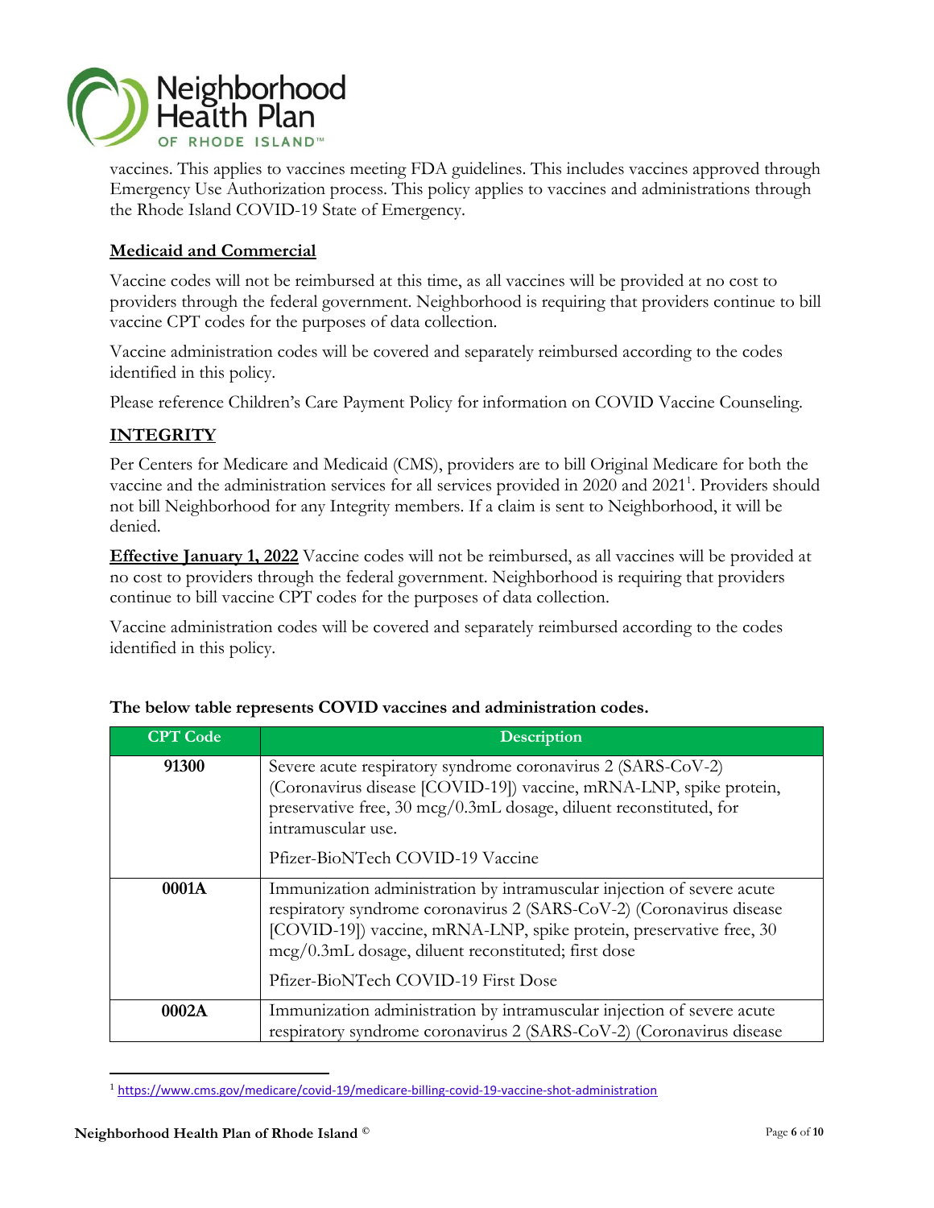vaccines. This applies to vaccines meeting FDA guidelines. This includes vaccines approved through Emergency Use Authorization process. This policy applies to vaccines and administrations through the Rhode Island COVID-19 State of Emergency.

**Medicaid and Commercial**

Vaccine codes will not be reimbursed at this time, as all vaccines will be provided at no cost to providers through the federal government. Neighborhood is requiring that providers continue to bill vaccine CPT codes for the purposes of data collection.

Vaccine administration codes will be covered and separately reimbursed according to the codes identified in this policy.

Please reference Children's Care Payment Policy for information on COVID Vaccine Counseling.

**INTEGRITY**

Per Centers for Medicare and Medicaid (CMS), providers are to bill Original Medicare for both the vaccine and the administration services for all services provided in 2020 and 2021[1]. Providers should not bill Neighborhood for any Integrity members. If a claim is sent to Neighborhood, it will be denied.

**Effective January 1, 2022** Vaccine codes will not be reimbursed, as all vaccines will be provided at no cost to providers through the federal government. Neighborhood is requiring that providers continue to bill vaccine CPT codes for the purposes of data collection.

Vaccine administration codes will be covered and separately reimbursed according to the codes identified in this policy.

**The below table represents COVID vaccines and administration codes.**

| CPT Code | Description |
|---|---|
| **91300** | Severe acute respiratory syndrome coronavirus 2 (SARS-CoV-2) (Coronavirus disease [COVID-19]) vaccine, mRNA-LNP, spike protein, preservative free, 30 mcg/0.3mL dosage, diluent reconstituted, for intramuscular use.<br><br>Pfizer-BioNTech COVID-19 Vaccine |
| **0001A** | Immunization administration by intramuscular injection of severe acute respiratory syndrome coronavirus 2 (SARS-CoV-2) (Coronavirus disease [COVID-19]) vaccine, mRNA-LNP, spike protein, preservative free, 30 mcg/0.3mL dosage, diluent reconstituted; first dose<br><br>Pfizer-BioNTech COVID-19 First Dose |
| **0002A** | Immunization administration by intramuscular injection of severe acute respiratory syndrome coronavirus 2 (SARS-CoV-2) (Coronavirus disease |

[1] https://www.cms.gov/medicare/covid-19/medicare-billing-covid-19-vaccine-shot-administration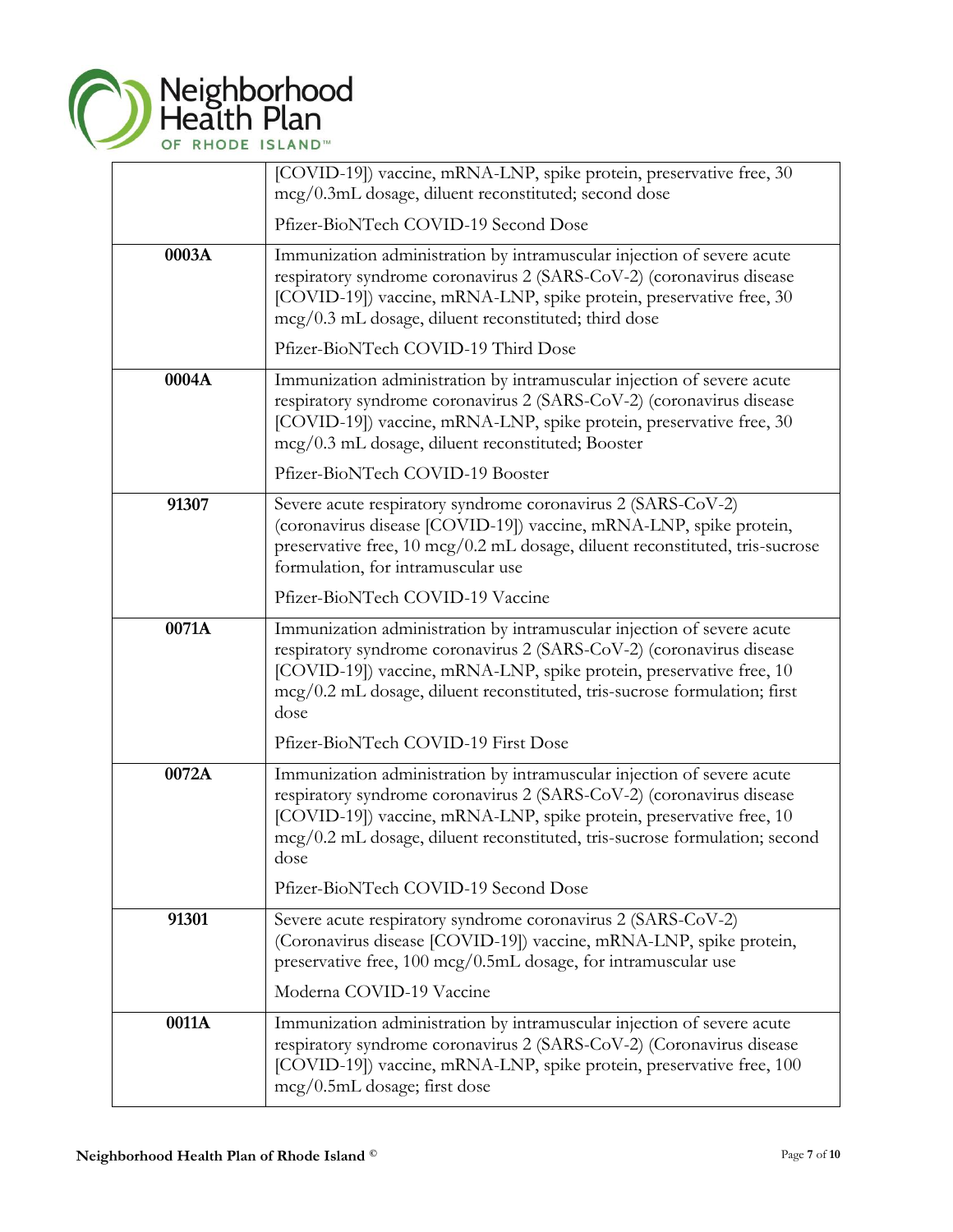| | |
|---|---|
| | [COVID-19]) vaccine, mRNA-LNP, spike protein, preservative free, 30 mcg/0.3mL dosage, diluent reconstituted; second dose<br><br>Pfizer-BioNTech COVID-19 Second Dose |
| **0003A** | Immunization administration by intramuscular injection of severe acute respiratory syndrome coronavirus 2 (SARS-CoV-2) (coronavirus disease [COVID-19]) vaccine, mRNA-LNP, spike protein, preservative free, 30 mcg/0.3 mL dosage, diluent reconstituted; third dose<br><br>Pfizer-BioNTech COVID-19 Third Dose |
| **0004A** | Immunization administration by intramuscular injection of severe acute respiratory syndrome coronavirus 2 (SARS-CoV-2) (coronavirus disease [COVID-19]) vaccine, mRNA-LNP, spike protein, preservative free, 30 mcg/0.3 mL dosage, diluent reconstituted; Booster<br><br>Pfizer-BioNTech COVID-19 Booster |
| **91307** | Severe acute respiratory syndrome coronavirus 2 (SARS-CoV-2) (coronavirus disease [COVID-19]) vaccine, mRNA-LNP, spike protein, preservative free, 10 mcg/0.2 mL dosage, diluent reconstituted, tris-sucrose formulation, for intramuscular use<br><br>Pfizer-BioNTech COVID-19 Vaccine |
| **0071A** | Immunization administration by intramuscular injection of severe acute respiratory syndrome coronavirus 2 (SARS-CoV-2) (coronavirus disease [COVID-19]) vaccine, mRNA-LNP, spike protein, preservative free, 10 mcg/0.2 mL dosage, diluent reconstituted, tris-sucrose formulation; first dose<br><br>Pfizer-BioNTech COVID-19 First Dose |
| **0072A** | Immunization administration by intramuscular injection of severe acute respiratory syndrome coronavirus 2 (SARS-CoV-2) (coronavirus disease [COVID-19]) vaccine, mRNA-LNP, spike protein, preservative free, 10 mcg/0.2 mL dosage, diluent reconstituted, tris-sucrose formulation; second dose<br><br>Pfizer-BioNTech COVID-19 Second Dose |
| **91301** | Severe acute respiratory syndrome coronavirus 2 (SARS-CoV-2) (Coronavirus disease [COVID-19]) vaccine, mRNA-LNP, spike protein, preservative free, 100 mcg/0.5mL dosage, for intramuscular use<br><br>Moderna COVID-19 Vaccine |
| **0011A** | Immunization administration by intramuscular injection of severe acute respiratory syndrome coronavirus 2 (SARS-CoV-2) (Coronavirus disease [COVID-19]) vaccine, mRNA-LNP, spike protein, preservative free, 100 mcg/0.5mL dosage; first dose |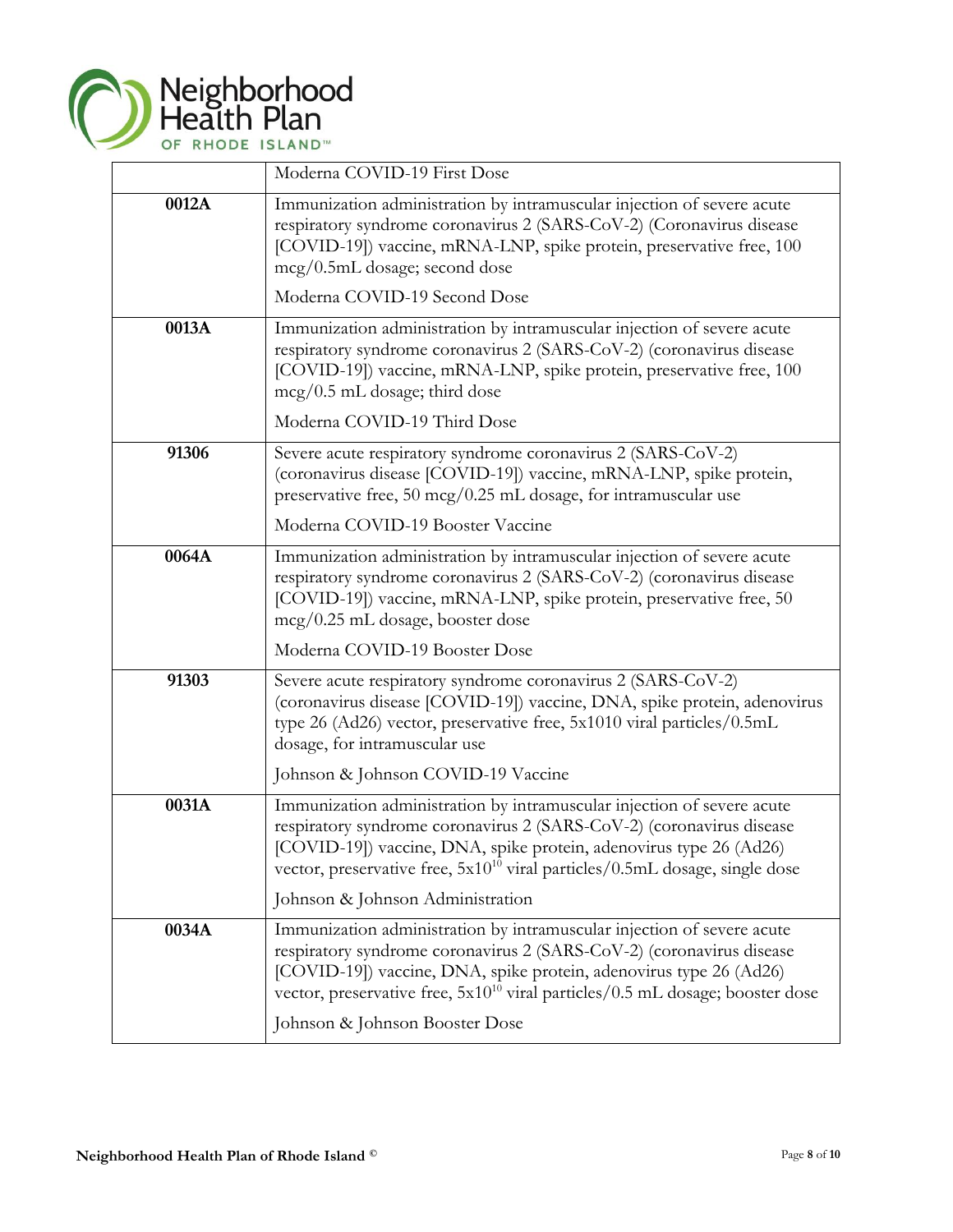| | |
|---|---|
| | Moderna COVID-19 First Dose |
| **0012A** | Immunization administration by intramuscular injection of severe acute respiratory syndrome coronavirus 2 (SARS-CoV-2) (Coronavirus disease [COVID-19]) vaccine, mRNA-LNP, spike protein, preservative free, 100 mcg/0.5mL dosage; second dose<br><br>Moderna COVID-19 Second Dose |
| **0013A** | Immunization administration by intramuscular injection of severe acute respiratory syndrome coronavirus 2 (SARS-CoV-2) (coronavirus disease [COVID-19]) vaccine, mRNA-LNP, spike protein, preservative free, 100 mcg/0.5 mL dosage; third dose<br><br>Moderna COVID-19 Third Dose |
| **91306** | Severe acute respiratory syndrome coronavirus 2 (SARS-CoV-2) (coronavirus disease [COVID-19]) vaccine, mRNA-LNP, spike protein, preservative free, 50 mcg/0.25 mL dosage, for intramuscular use<br><br>Moderna COVID-19 Booster Vaccine |
| **0064A** | Immunization administration by intramuscular injection of severe acute respiratory syndrome coronavirus 2 (SARS-CoV-2) (coronavirus disease [COVID-19]) vaccine, mRNA-LNP, spike protein, preservative free, 50 mcg/0.25 mL dosage, booster dose<br><br>Moderna COVID-19 Booster Dose |
| **91303** | Severe acute respiratory syndrome coronavirus 2 (SARS-CoV-2) (coronavirus disease [COVID-19]) vaccine, DNA, spike protein, adenovirus type 26 (Ad26) vector, preservative free, 5x1010 viral particles/0.5mL dosage, for intramuscular use<br><br>Johnson & Johnson COVID-19 Vaccine |
| **0031A** | Immunization administration by intramuscular injection of severe acute respiratory syndrome coronavirus 2 (SARS-CoV-2) (coronavirus disease [COVID-19]) vaccine, DNA, spike protein, adenovirus type 26 (Ad26) vector, preservative free, $5x10^{10}$ viral particles/0.5mL dosage, single dose<br><br>Johnson & Johnson Administration |
| **0034A** | Immunization administration by intramuscular injection of severe acute respiratory syndrome coronavirus 2 (SARS-CoV-2) (coronavirus disease [COVID-19]) vaccine, DNA, spike protein, adenovirus type 26 (Ad26) vector, preservative free, $5x10^{10}$ viral particles/0.5 mL dosage; booster dose<br><br>Johnson & Johnson Booster Dose |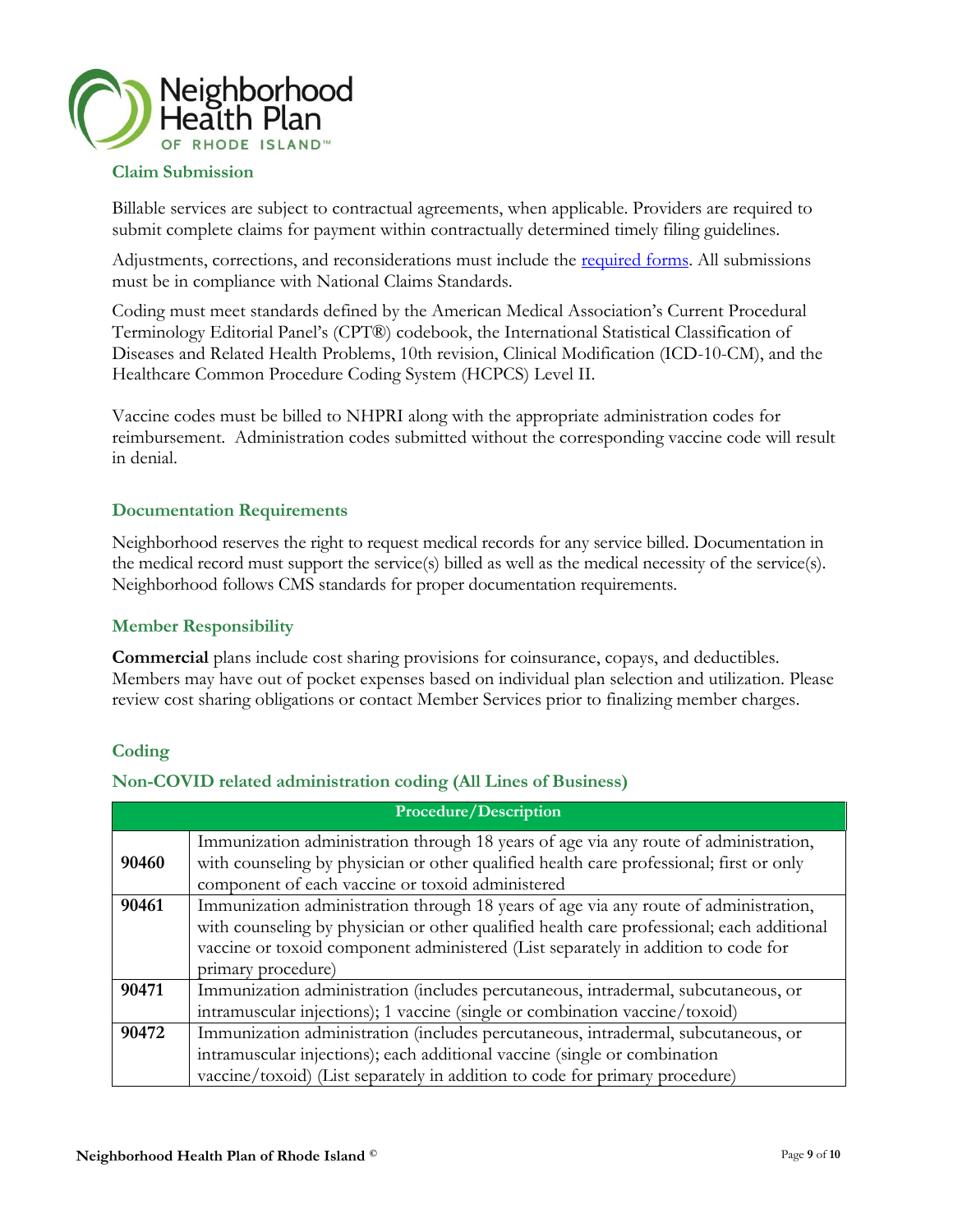## Claim Submission

Billable services are subject to contractual agreements, when applicable. Providers are required to submit complete claims for payment within contractually determined timely filing guidelines.

Adjustments, corrections, and reconsiderations must include the [required forms](). All submissions must be in compliance with National Claims Standards.

Coding must meet standards defined by the American Medical Association's Current Procedural Terminology Editorial Panel's (CPT®) codebook, the International Statistical Classification of Diseases and Related Health Problems, 10th revision, Clinical Modification (ICD-10-CM), and the Healthcare Common Procedure Coding System (HCPCS) Level II.

Vaccine codes must be billed to NHPRI along with the appropriate administration codes for reimbursement. Administration codes submitted without the corresponding vaccine code will result in denial.

## Documentation Requirements

Neighborhood reserves the right to request medical records for any service billed. Documentation in the medical record must support the service(s) billed as well as the medical necessity of the service(s). Neighborhood follows CMS standards for proper documentation requirements.

## Member Responsibility

**Commercial** plans include cost sharing provisions for coinsurance, copays, and deductibles. Members may have out of pocket expenses based on individual plan selection and utilization. Please review cost sharing obligations or contact Member Services prior to finalizing member charges.

## Coding

### Non-COVID related administration coding (All Lines of Business)

| Procedure/Description | |
|---|---|
| **90460** | Immunization administration through 18 years of age via any route of administration, with counseling by physician or other qualified health care professional; first or only component of each vaccine or toxoid administered |
| **90461** | Immunization administration through 18 years of age via any route of administration, with counseling by physician or other qualified health care professional; each additional vaccine or toxoid component administered (List separately in addition to code for primary procedure) |
| **90471** | Immunization administration (includes percutaneous, intradermal, subcutaneous, or intramuscular injections); 1 vaccine (single or combination vaccine/toxoid) |
| **90472** | Immunization administration (includes percutaneous, intradermal, subcutaneous, or intramuscular injections); each additional vaccine (single or combination vaccine/toxoid) (List separately in addition to code for primary procedure) |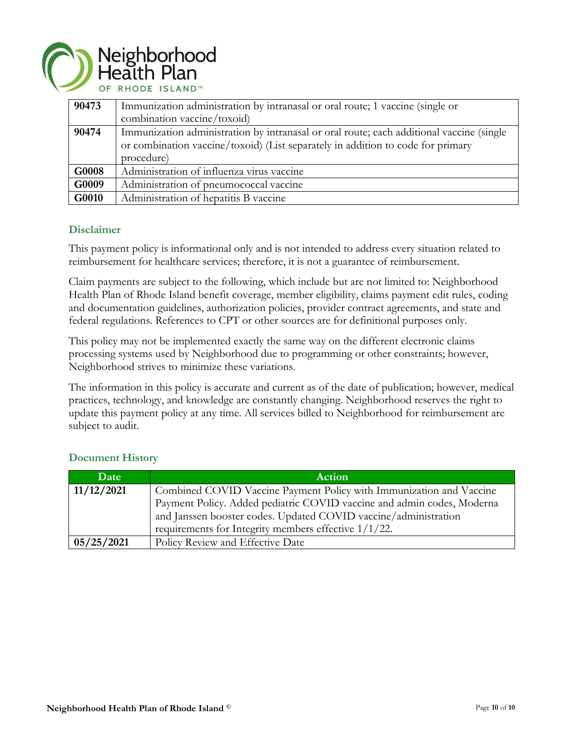| | |
|---|---|
| **90473** | Immunization administration by intranasal or oral route; 1 vaccine (single or combination vaccine/toxoid) |
| **90474** | Immunization administration by intranasal or oral route; each additional vaccine (single or combination vaccine/toxoid) (List separately in addition to code for primary procedure) |
| **G0008** | Administration of influenza virus vaccine |
| **G0009** | Administration of pneumococcal vaccine |
| **G0010** | Administration of hepatitis B vaccine |

## Disclaimer

This payment policy is informational only and is not intended to address every situation related to reimbursement for healthcare services; therefore, it is not a guarantee of reimbursement.

Claim payments are subject to the following, which include but are not limited to: Neighborhood Health Plan of Rhode Island benefit coverage, member eligibility, claims payment edit rules, coding and documentation guidelines, authorization policies, provider contract agreements, and state and federal regulations. References to CPT or other sources are for definitional purposes only.

This policy may not be implemented exactly the same way on the different electronic claims processing systems used by Neighborhood due to programming or other constraints; however, Neighborhood strives to minimize these variations.

The information in this policy is accurate and current as of the date of publication; however, medical practices, technology, and knowledge are constantly changing. Neighborhood reserves the right to update this payment policy at any time. All services billed to Neighborhood for reimbursement are subject to audit.

## Document History

| Date | Action |
|---|---|
| **11/12/2021** | Combined COVID Vaccine Payment Policy with Immunization and Vaccine Payment Policy. Added pediatric COVID vaccine and admin codes, Moderna and Janssen booster codes. Updated COVID vaccine/administration requirements for Integrity members effective 1/1/22. |
| **05/25/2021** | Policy Review and Effective Date |